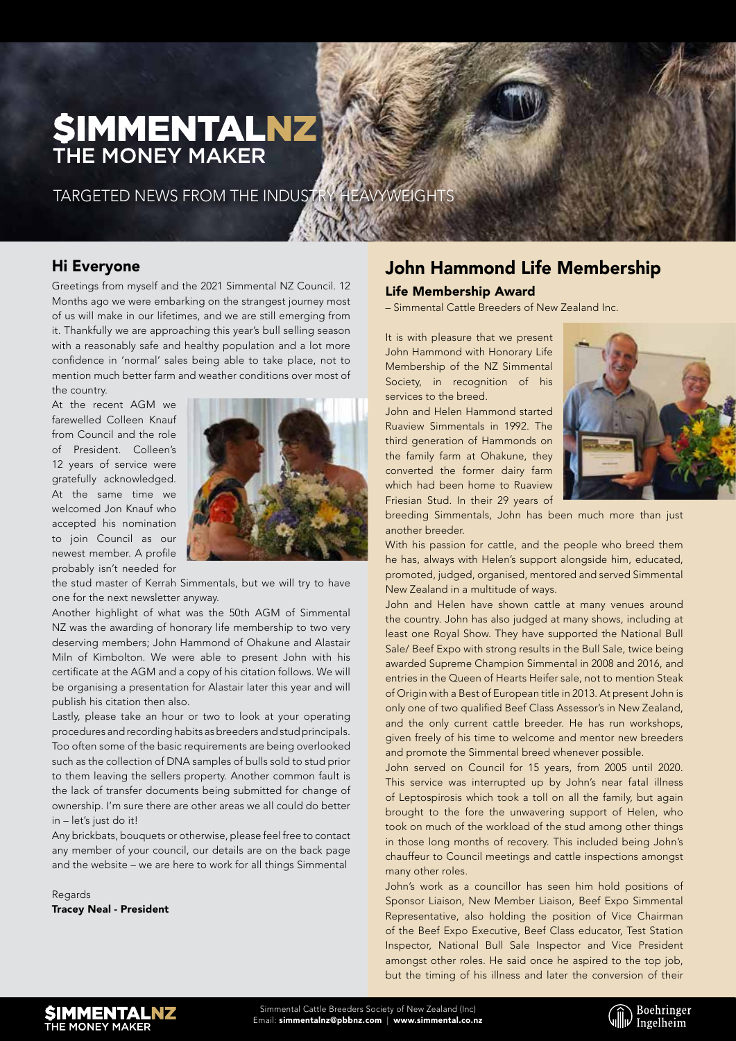# $IMMENTALNZ THE MONEY MAKER

TARGETED NEWS FROM THE INDUSTRY HEAVYWEIGHTS

## Hi Everyone

Greetings from myself and the 2021 Simmental NZ Council. 12 Months ago we were embarking on the strangest journey most of us will make in our lifetimes, and we are still emerging from it. Thankfully we are approaching this year's bull selling season with a reasonably safe and healthy population and a lot more confidence in 'normal' sales being able to take place, not to mention much better farm and weather conditions over most of the country.

At the recent AGM we farewelled Colleen Knauf from Council and the role of President. Colleen's 12 years of service were gratefully acknowledged. At the same time we welcomed Jon Knauf who accepted his nomination to join Council as our newest member. A profile probably isn't needed for the stud master of Kerrah Simmentals, but we will try to have one for the next newsletter anyway.

Another highlight of what was the 50th AGM of Simmental NZ was the awarding of honorary life membership to two very deserving members; John Hammond of Ohakune and Alastair Miln of Kimbolton. We were able to present John with his certificate at the AGM and a copy of his citation follows. We will be organising a presentation for Alastair later this year and will publish his citation then also.

Lastly, please take an hour or two to look at your operating procedures and recording habits as breeders and stud principals. Too often some of the basic requirements are being overlooked such as the collection of DNA samples of bulls sold to stud prior to them leaving the sellers property. Another common fault is the lack of transfer documents being submitted for change of ownership. I'm sure there are other areas we all could do better in – let's just do it!

Any brickbats, bouquets or otherwise, please feel free to contact any member of your council, our details are on the back page and the website – we are here to work for all things Simmental

Regards
**Tracey Neal - President**

## John Hammond Life Membership

### Life Membership Award

– Simmental Cattle Breeders of New Zealand Inc.

It is with pleasure that we present John Hammond with Honorary Life Membership of the NZ Simmental Society, in recognition of his services to the breed.

John and Helen Hammond started Ruaview Simmentals in 1992. The third generation of Hammonds on the family farm at Ohakune, they converted the former dairy farm which had been home to Ruaview Friesian Stud. In their 29 years of breeding Simmentals, John has been much more than just another breeder.

With his passion for cattle, and the people who breed them he has, always with Helen's support alongside him, educated, promoted, judged, organised, mentored and served Simmental New Zealand in a multitude of ways.

John and Helen have shown cattle at many venues around the country. John has also judged at many shows, including at least one Royal Show. They have supported the National Bull Sale/ Beef Expo with strong results in the Bull Sale, twice being awarded Supreme Champion Simmental in 2008 and 2016, and entries in the Queen of Hearts Heifer sale, not to mention Steak of Origin with a Best of European title in 2013. At present John is only one of two qualified Beef Class Assessor's in New Zealand, and the only current cattle breeder. He has run workshops, given freely of his time to welcome and mentor new breeders and promote the Simmental breed whenever possible.

John served on Council for 15 years, from 2005 until 2020. This service was interrupted up by John's near fatal illness of Leptospirosis which took a toll on all the family, but again brought to the fore the unwavering support of Helen, who took on much of the workload of the stud among other things in those long months of recovery. This included being John's chauffeur to Council meetings and cattle inspections amongst many other roles.

John's work as a councillor has seen him hold positions of Sponsor Liaison, New Member Liaison, Beef Expo Simmental Representative, also holding the position of Vice Chairman of the Beef Expo Executive, Beef Class educator, Test Station Inspector, National Bull Sale Inspector and Vice President amongst other roles. He said once he aspired to the top job, but the timing of his illness and later the conversion of their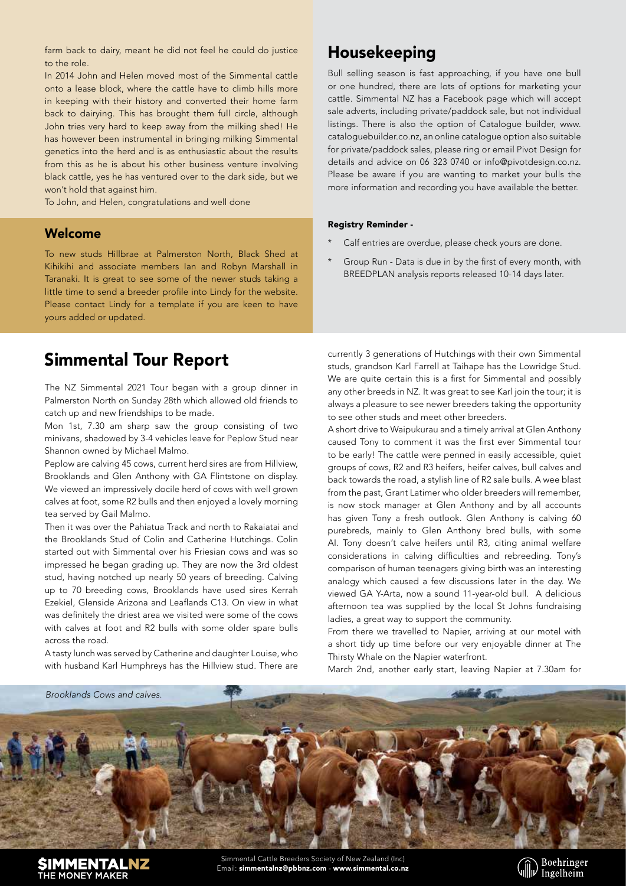farm back to dairy, meant he did not feel he could do justice to the role.

In 2014 John and Helen moved most of the Simmental cattle onto a lease block, where the cattle have to climb hills more in keeping with their history and converted their home farm back to dairying. This has brought them full circle, although John tries very hard to keep away from the milking shed! He has however been instrumental in bringing milking Simmental genetics into the herd and is as enthusiastic about the results from this as he is about his other business venture involving black cattle, yes he has ventured over to the dark side, but we won't hold that against him.

To John, and Helen, congratulations and well done

## Welcome

To new studs Hillbrae at Palmerston North, Black Shed at Kihikihi and associate members Ian and Robyn Marshall in Taranaki. It is great to see some of the newer studs taking a little time to send a breeder profile into Lindy for the website. Please contact Lindy for a template if you are keen to have yours added or updated.

## Housekeeping

Bull selling season is fast approaching, if you have one bull or one hundred, there are lots of options for marketing your cattle. Simmental NZ has a Facebook page which will accept sale adverts, including private/paddock sale, but not individual listings. There is also the option of Catalogue builder, www.cataloguebuilder.co.nz, an online catalogue option also suitable for private/paddock sales, please ring or email Pivot Design for details and advice on 06 323 0740 or info@pivotdesign.co.nz. Please be aware if you are wanting to market your bulls the more information and recording you have available the better.

**Registry Reminder -**

* Calf entries are overdue, please check yours are done.
* Group Run - Data is due in by the first of every month, with BREEDPLAN analysis reports released 10-14 days later.

## Simmental Tour Report

The NZ Simmental 2021 Tour began with a group dinner in Palmerston North on Sunday 28th which allowed old friends to catch up and new friendships to be made.

Mon 1st, 7.30 am sharp saw the group consisting of two minivans, shadowed by 3-4 vehicles leave for Peplow Stud near Shannon owned by Michael Malmo.

Peplow are calving 45 cows, current herd sires are from Hillview, Brooklands and Glen Anthony with GA Flintstone on display. We viewed an impressively docile herd of cows with well grown calves at foot, some R2 bulls and then enjoyed a lovely morning tea served by Gail Malmo.

Then it was over the Pahiatua Track and north to Rakaiatai and the Brooklands Stud of Colin and Catherine Hutchings. Colin started out with Simmental over his Friesian cows and was so impressed he began grading up. They are now the 3rd oldest stud, having notched up nearly 50 years of breeding. Calving up to 70 breeding cows, Brooklands have used sires Kerrah Ezekiel, Glenside Arizona and Leaflands C13. On view in what was definitely the driest area we visited were some of the cows with calves at foot and R2 bulls with some older spare bulls across the road.

A tasty lunch was served by Catherine and daughter Louise, who with husband Karl Humphreys has the Hillview stud. There are currently 3 generations of Hutchings with their own Simmental studs, grandson Karl Farrell at Taihape has the Lowridge Stud. We are quite certain this is a first for Simmental and possibly any other breeds in NZ. It was great to see Karl join the tour; it is always a pleasure to see newer breeders taking the opportunity to see other studs and meet other breeders.

A short drive to Waipukurau and a timely arrival at Glen Anthony caused Tony to comment it was the first ever Simmental tour to be early! The cattle were penned in easily accessible, quiet groups of cows, R2 and R3 heifers, heifer calves, bull calves and back towards the road, a stylish line of R2 sale bulls. A wee blast from the past, Grant Latimer who older breeders will remember, is now stock manager at Glen Anthony and by all accounts has given Tony a fresh outlook. Glen Anthony is calving 60 purebreds, mainly to Glen Anthony bred bulls, with some AI. Tony doesn't calve heifers until R3, citing animal welfare considerations in calving difficulties and rebreeding. Tony's comparison of human teenagers giving birth was an interesting analogy which caused a few discussions later in the day. We viewed GA Y-Arta, now a sound 11-year-old bull. A delicious afternoon tea was supplied by the local St Johns fundraising ladies, a great way to support the community.

From there we travelled to Napier, arriving at our motel with a short tidy up time before our very enjoyable dinner at The Thirsty Whale on the Napier waterfront.

March 2nd, another early start, leaving Napier at 7.30am for

*Brooklands Cows and calves.*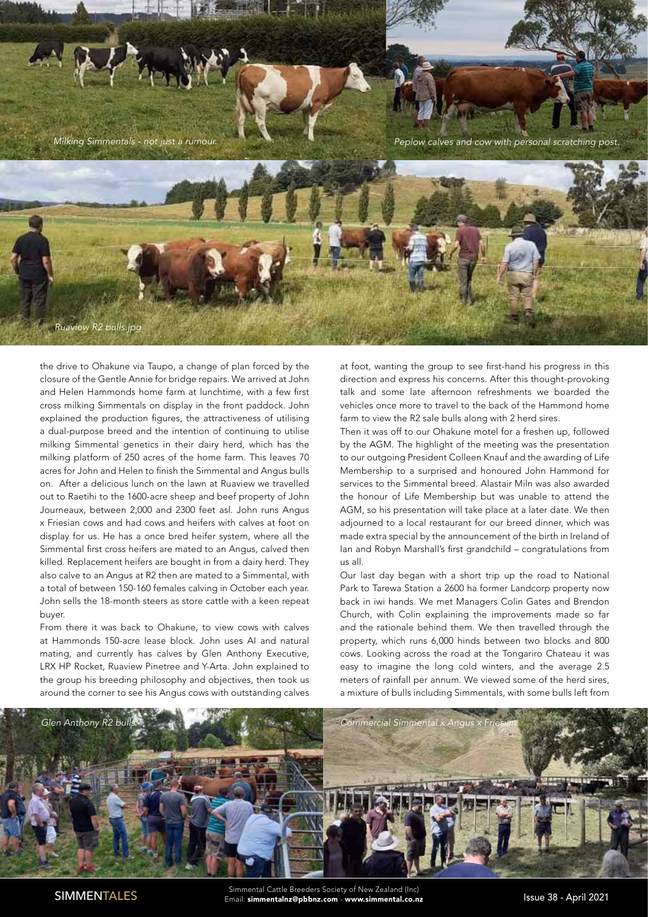*Milking Simmentals - not just a rumour.*

*Peplow calves and cow with personal scratching post.*

*Ruaview R2 bulls.jpg*

the drive to Ohakune via Taupo, a change of plan forced by the closure of the Gentle Annie for bridge repairs. We arrived at John and Helen Hammonds home farm at lunchtime, with a few first cross milking Simmentals on display in the front paddock. John explained the production figures, the attractiveness of utilising a dual-purpose breed and the intention of continuing to utilise milking Simmental genetics in their dairy herd, which has the milking platform of 250 acres of the home farm. This leaves 70 acres for John and Helen to finish the Simmental and Angus bulls on. After a delicious lunch on the lawn at Ruaview we travelled out to Raetihi to the 1600-acre sheep and beef property of John Journeaux, between 2,000 and 2300 feet asl. John runs Angus x Friesian cows and had cows and heifers with calves at foot on display for us. He has a once bred heifer system, where all the Simmental first cross heifers are mated to an Angus, calved then killed. Replacement heifers are bought in from a dairy herd. They also calve to an Angus at R2 then are mated to a Simmental, with a total of between 150-160 females calving in October each year. John sells the 18-month steers as store cattle with a keen repeat buyer.

From there it was back to Ohakune, to view cows with calves at Hammonds 150-acre lease block. John uses AI and natural mating, and currently has calves by Glen Anthony Executive, LRX HP Rocket, Ruaview Pinetree and Y-Arta. John explained to the group his breeding philosophy and objectives, then took us around the corner to see his Angus cows with outstanding calves at foot, wanting the group to see first-hand his progress in this direction and express his concerns. After this thought-provoking talk and some late afternoon refreshments we boarded the vehicles once more to travel to the back of the Hammond home farm to view the R2 sale bulls along with 2 herd sires.

Then it was off to our Ohakune motel for a freshen up, followed by the AGM. The highlight of the meeting was the presentation to our outgoing President Colleen Knauf and the awarding of Life Membership to a surprised and honoured John Hammond for services to the Simmental breed. Alastair Miln was also awarded the honour of Life Membership but was unable to attend the AGM, so his presentation will take place at a later date. We then adjourned to a local restaurant for our breed dinner, which was made extra special by the announcement of the birth in Ireland of Ian and Robyn Marshall's first grandchild – congratulations from us all.

Our last day began with a short trip up the road to National Park to Tarewa Station a 2600 ha former Landcorp property now back in iwi hands. We met Managers Colin Gates and Brendon Church, with Colin explaining the improvements made so far and the rationale behind them. We then travelled through the property, which runs 6,000 hinds between two blocks and 800 cows. Looking across the road at the Tongariro Chateau it was easy to imagine the long cold winters, and the average 2.5 meters of rainfall per annum. We viewed some of the herd sires, a mixture of bulls including Simmentals, with some bulls left from

*Glen Anthony R2 bulls.*

*Commercial Simmental x Angus x Friesian.*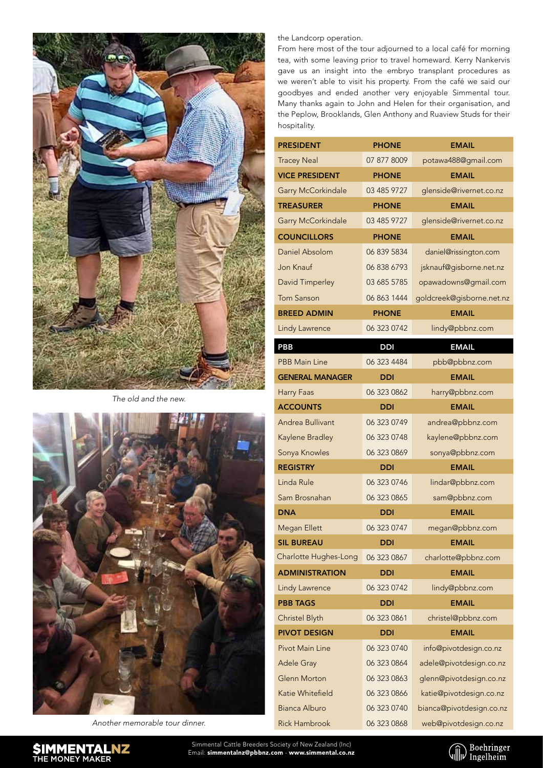The old and the new.

Another memorable tour dinner.

the Landcorp operation.

From here most of the tour adjourned to a local café for morning tea, with some leaving prior to travel homeward. Kerry Nankervis gave us an insight into the embryo transplant procedures as we weren't able to visit his property. From the café we said our goodbyes and ended another very enjoyable Simmental tour. Many thanks again to John and Helen for their organisation, and the Peplow, Brooklands, Glen Anthony and Ruaview Studs for their hospitality.

| PRESIDENT | PHONE | EMAIL |
|---|---|---|
| Tracey Neal | 07 877 8009 | potawa488@gmail.com |
| **VICE PRESIDENT** | **PHONE** | **EMAIL** |
| Garry McCorkindale | 03 485 9727 | glenside@rivernet.co.nz |
| **TREASURER** | **PHONE** | **EMAIL** |
| Garry McCorkindale | 03 485 9727 | glenside@rivernet.co.nz |
| **COUNCILLORS** | **PHONE** | **EMAIL** |
| Daniel Absolom | 06 839 5834 | daniel@rissington.com |
| Jon Knauf | 06 838 6793 | jsknauf@gisborne.net.nz |
| David Timperley | 03 685 5785 | opawadowns@gmail.com |
| Tom Sanson | 06 863 1444 | goldcreek@gisborne.net.nz |
| **BREED ADMIN** | **PHONE** | **EMAIL** |
| Lindy Lawrence | 06 323 0742 | lindy@pbbnz.com |

| PBB | DDI | EMAIL |
|---|---|---|
| PBB Main Line | 06 323 4484 | pbb@pbbnz.com |
| **GENERAL MANAGER** | **DDI** | **EMAIL** |
| Harry Faas | 06 323 0862 | harry@pbbnz.com |
| **ACCOUNTS** | **DDI** | **EMAIL** |
| Andrea Bullivant | 06 323 0749 | andrea@pbbnz.com |
| Kaylene Bradley | 06 323 0748 | kaylene@pbbnz.com |
| Sonya Knowles | 06 323 0869 | sonya@pbbnz.com |
| **REGISTRY** | **DDI** | **EMAIL** |
| Linda Rule | 06 323 0746 | lindar@pbbnz.com |
| Sam Brosnahan | 06 323 0865 | sam@pbbnz.com |
| **DNA** | **DDI** | **EMAIL** |
| Megan Ellett | 06 323 0747 | megan@pbbnz.com |
| **SIL BUREAU** | **DDI** | **EMAIL** |
| Charlotte Hughes-Long | 06 323 0867 | charlotte@pbbnz.com |
| **ADMINISTRATION** | **DDI** | **EMAIL** |
| Lindy Lawrence | 06 323 0742 | lindy@pbbnz.com |
| **PBB TAGS** | **DDI** | **EMAIL** |
| Christel Blyth | 06 323 0861 | christel@pbbnz.com |
| **PIVOT DESIGN** | **DDI** | **EMAIL** |
| Pivot Main Line | 06 323 0740 | info@pivotdesign.co.nz |
| Adele Gray | 06 323 0864 | adele@pivotdesign.co.nz |
| Glenn Morton | 06 323 0863 | glenn@pivotdesign.co.nz |
| Katie Whitefield | 06 323 0866 | katie@pivotdesign.co.nz |
| Bianca Alburo | 06 323 0740 | bianca@pivotdesign.co.nz |
| Rick Hambrook | 06 323 0868 | web@pivotdesign.co.nz |

SIMMENTALNZ THE MONEY MAKER

Simmental Cattle Breeders Society of New Zealand (Inc)
Email: **simmentalnz@pbbnz.com** - **www.simmental.co.nz**

Boehringer Ingelheim